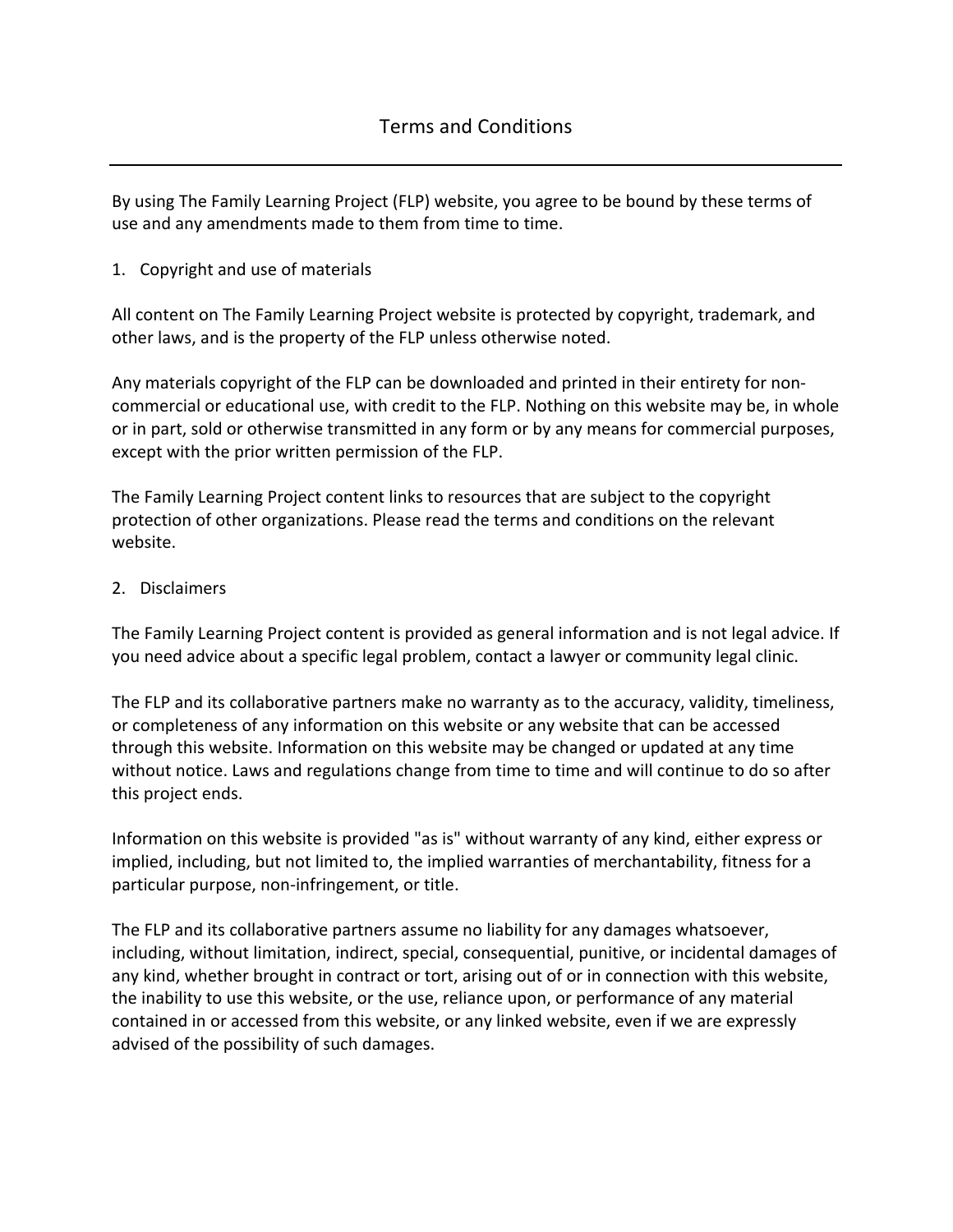# Terms and Conditions

---

By using The Family Learning Project (FLP) website, you agree to be bound by these terms of use and any amendments made to them from time to time.

## 1. Copyright and use of materials

All content on The Family Learning Project website is protected by copyright, trademark, and other laws, and is the property of the FLP unless otherwise noted.

Any materials copyright of the FLP can be downloaded and printed in their entirety for non-commercial or educational use, with credit to the FLP. Nothing on this website may be, in whole or in part, sold or otherwise transmitted in any form or by any means for commercial purposes, except with the prior written permission of the FLP.

The Family Learning Project content links to resources that are subject to the copyright protection of other organizations. Please read the terms and conditions on the relevant website.

## 2. Disclaimers

The Family Learning Project content is provided as general information and is not legal advice. If you need advice about a specific legal problem, contact a lawyer or community legal clinic.

The FLP and its collaborative partners make no warranty as to the accuracy, validity, timeliness, or completeness of any information on this website or any website that can be accessed through this website. Information on this website may be changed or updated at any time without notice. Laws and regulations change from time to time and will continue to do so after this project ends.

Information on this website is provided "as is" without warranty of any kind, either express or implied, including, but not limited to, the implied warranties of merchantability, fitness for a particular purpose, non-infringement, or title.

The FLP and its collaborative partners assume no liability for any damages whatsoever, including, without limitation, indirect, special, consequential, punitive, or incidental damages of any kind, whether brought in contract or tort, arising out of or in connection with this website, the inability to use this website, or the use, reliance upon, or performance of any material contained in or accessed from this website, or any linked website, even if we are expressly advised of the possibility of such damages.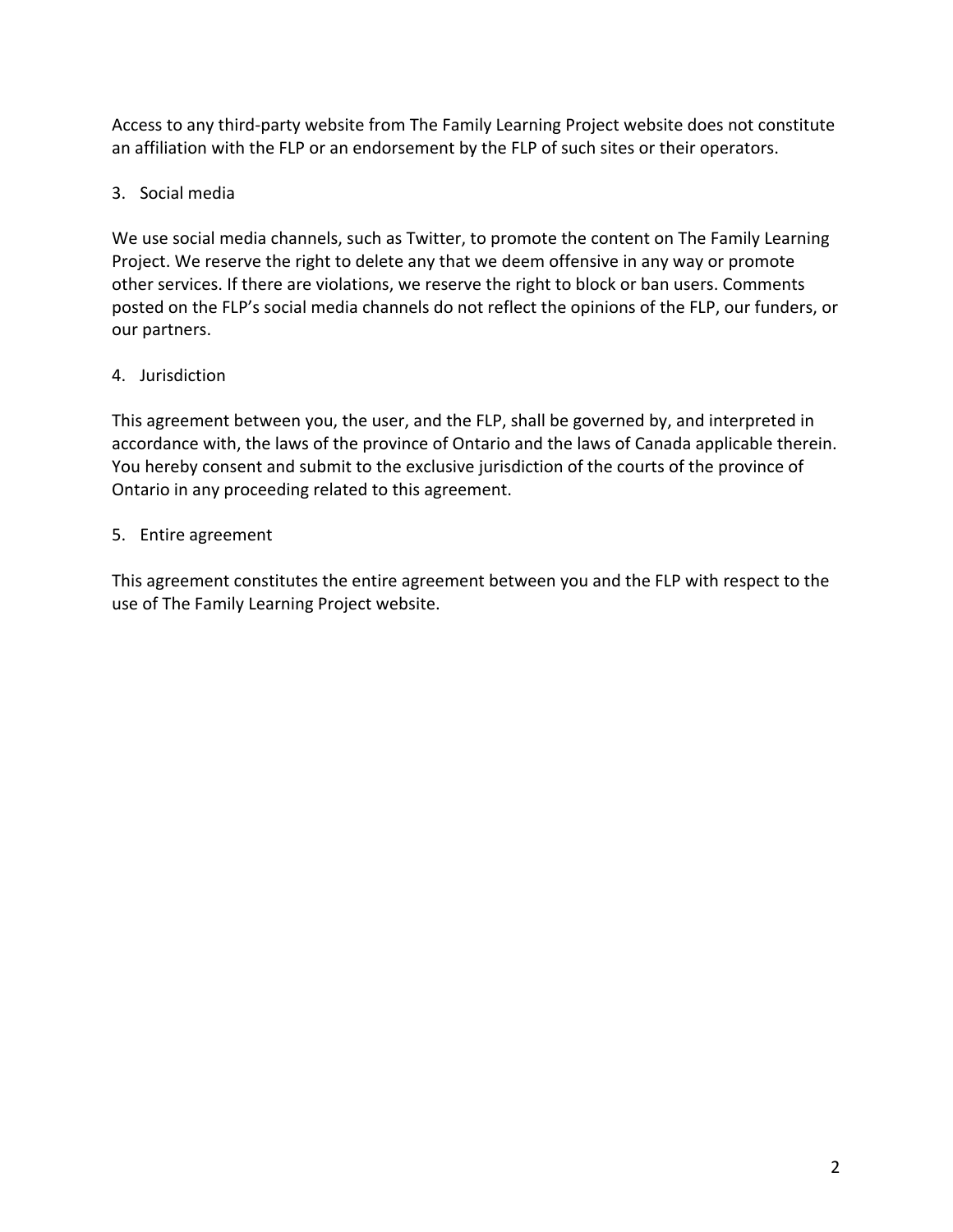Access to any third-party website from The Family Learning Project website does not constitute an affiliation with the FLP or an endorsement by the FLP of such sites or their operators.

3. Social media

We use social media channels, such as Twitter, to promote the content on The Family Learning Project. We reserve the right to delete any that we deem offensive in any way or promote other services. If there are violations, we reserve the right to block or ban users. Comments posted on the FLP's social media channels do not reflect the opinions of the FLP, our funders, or our partners.

4. Jurisdiction

This agreement between you, the user, and the FLP, shall be governed by, and interpreted in accordance with, the laws of the province of Ontario and the laws of Canada applicable therein. You hereby consent and submit to the exclusive jurisdiction of the courts of the province of Ontario in any proceeding related to this agreement.

5. Entire agreement

This agreement constitutes the entire agreement between you and the FLP with respect to the use of The Family Learning Project website.